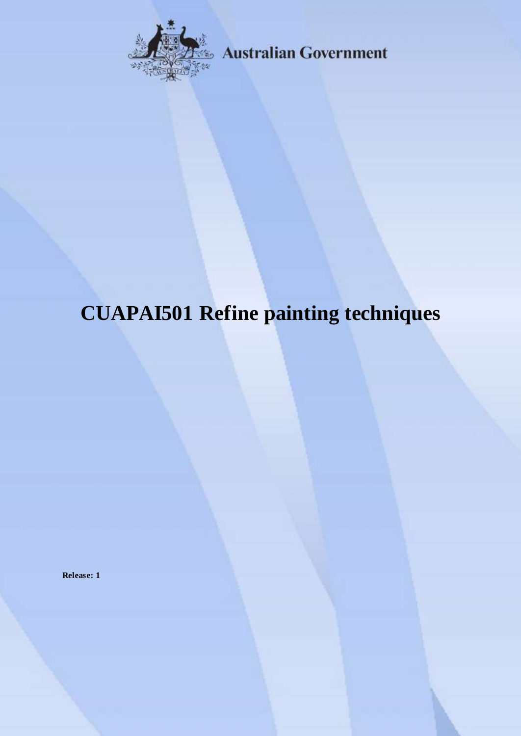Australian Government

# CUAPAI501 Refine painting techniques

**Release: 1**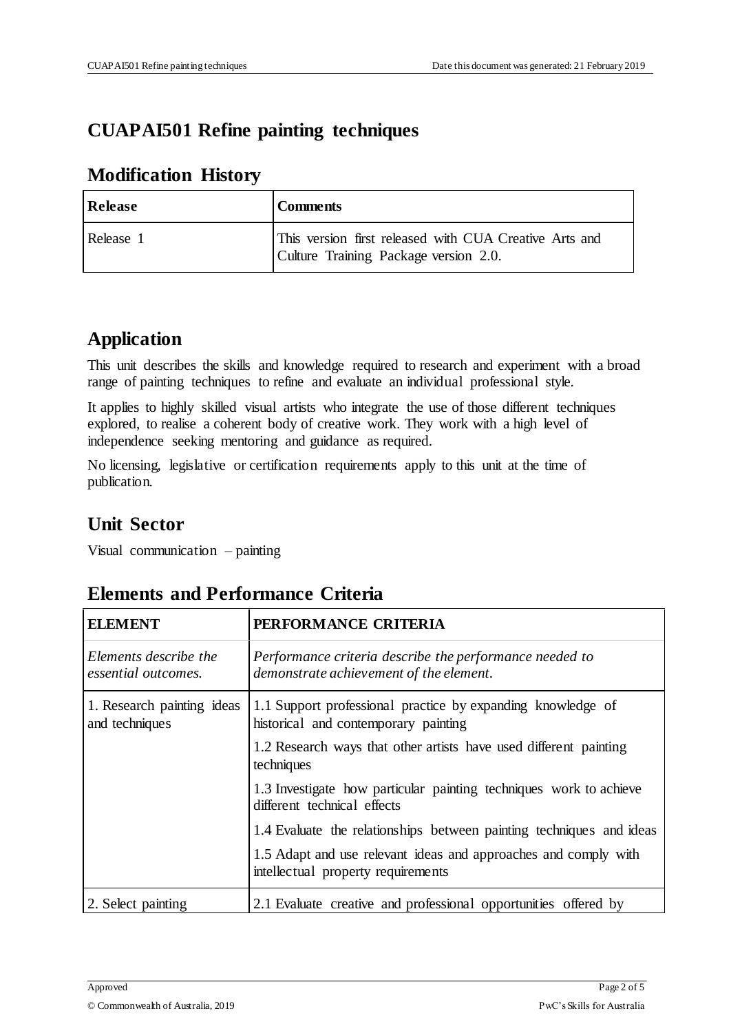# CUAPAI501 Refine painting techniques

## Modification History

| Release | Comments |
| --- | --- |
| Release 1 | This version first released with CUA Creative Arts and Culture Training Package version 2.0. |

## Application

This unit describes the skills and knowledge required to research and experiment with a broad range of painting techniques to refine and evaluate an individual professional style.

It applies to highly skilled visual artists who integrate the use of those different techniques explored, to realise a coherent body of creative work. They work with a high level of independence seeking mentoring and guidance as required.

No licensing, legislative or certification requirements apply to this unit at the time of publication.

## Unit Sector

Visual communication – painting

## Elements and Performance Criteria

| ELEMENT | PERFORMANCE CRITERIA |
| --- | --- |
| *Elements describe the essential outcomes.* | *Performance criteria describe the performance needed to demonstrate achievement of the element.* |
| 1. Research painting ideas and techniques | 1.1 Support professional practice by expanding knowledge of historical and contemporary painting |
| | 1.2 Research ways that other artists have used different painting techniques |
| | 1.3 Investigate how particular painting techniques work to achieve different technical effects |
| | 1.4 Evaluate the relationships between painting techniques and ideas |
| | 1.5 Adapt and use relevant ideas and approaches and comply with intellectual property requirements |
| 2. Select painting | 2.1 Evaluate creative and professional opportunities offered by |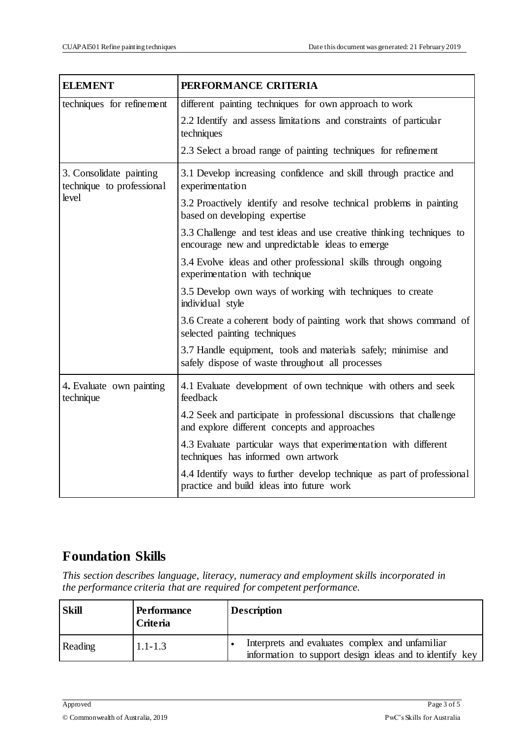| ELEMENT | PERFORMANCE CRITERIA |
|---|---|
| techniques for refinement | different painting techniques for own approach to work |
| | 2.2 Identify and assess limitations and constraints of particular techniques |
| | 2.3 Select a broad range of painting techniques for refinement |
| 3. Consolidate painting technique to professional level | 3.1 Develop increasing confidence and skill through practice and experimentation |
| | 3.2 Proactively identify and resolve technical problems in painting based on developing expertise |
| | 3.3 Challenge and test ideas and use creative thinking techniques to encourage new and unpredictable ideas to emerge |
| | 3.4 Evolve ideas and other professional skills through ongoing experimentation with technique |
| | 3.5 Develop own ways of working with techniques to create individual style |
| | 3.6 Create a coherent body of painting work that shows command of selected painting techniques |
| | 3.7 Handle equipment, tools and materials safely; minimise and safely dispose of waste throughout all processes |
| 4. Evaluate own painting technique | 4.1 Evaluate development of own technique with others and seek feedback |
| | 4.2 Seek and participate in professional discussions that challenge and explore different concepts and approaches |
| | 4.3 Evaluate particular ways that experimentation with different techniques has informed own artwork |
| | 4.4 Identify ways to further develop technique as part of professional practice and build ideas into future work |

## Foundation Skills

*This section describes language, literacy, numeracy and employment skills incorporated in the performance criteria that are required for competent performance.*

| Skill | Performance Criteria | Description |
|---|---|---|
| Reading | 1.1-1.3 | • Interprets and evaluates complex and unfamiliar information to support design ideas and to identify key |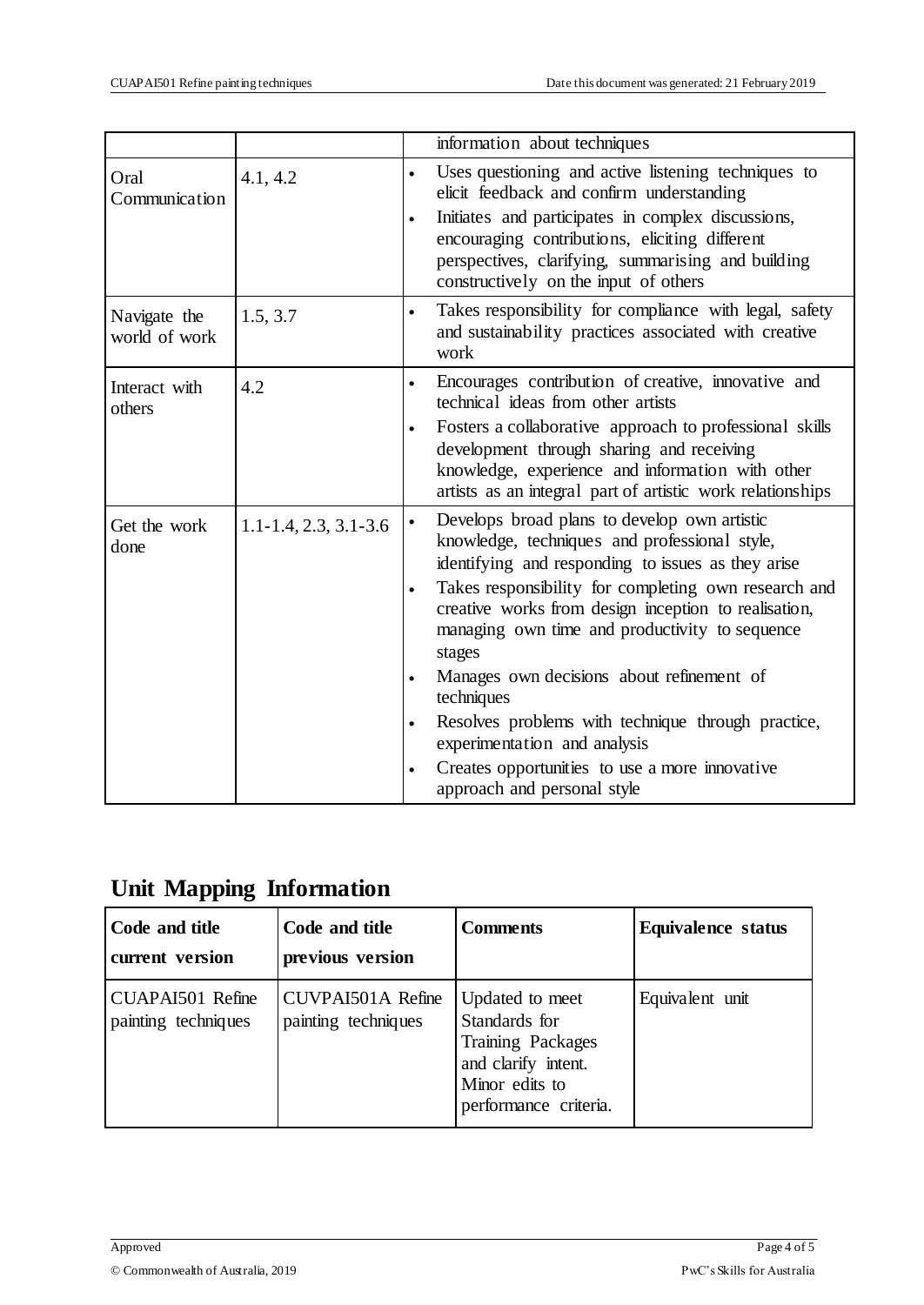| | | |
|---|---|---|
| | | information about techniques |
| Oral Communication | 4.1, 4.2 | • Uses questioning and active listening techniques to elicit feedback and confirm understanding<br>• Initiates and participates in complex discussions, encouraging contributions, eliciting different perspectives, clarifying, summarising and building constructively on the input of others |
| Navigate the world of work | 1.5, 3.7 | • Takes responsibility for compliance with legal, safety and sustainability practices associated with creative work |
| Interact with others | 4.2 | • Encourages contribution of creative, innovative and technical ideas from other artists<br>• Fosters a collaborative approach to professional skills development through sharing and receiving knowledge, experience and information with other artists as an integral part of artistic work relationships |
| Get the work done | 1.1-1.4, 2.3, 3.1-3.6 | • Develops broad plans to develop own artistic knowledge, techniques and professional style, identifying and responding to issues as they arise<br>• Takes responsibility for completing own research and creative works from design inception to realisation, managing own time and productivity to sequence stages<br>• Manages own decisions about refinement of techniques<br>• Resolves problems with technique through practice, experimentation and analysis<br>• Creates opportunities to use a more innovative approach and personal style |

## Unit Mapping Information

| Code and title current version | Code and title previous version | Comments | Equivalence status |
|---|---|---|---|
| CUAPAI501 Refine painting techniques | CUVPAI501A Refine painting techniques | Updated to meet Standards for Training Packages and clarify intent. Minor edits to performance criteria. | Equivalent unit |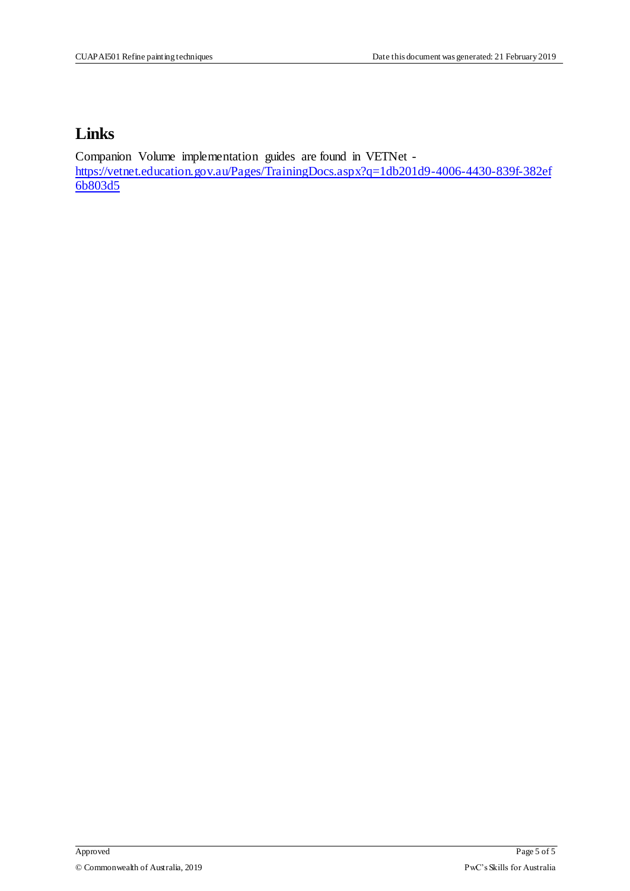# Links

Companion Volume implementation guides are found in VETNet - https://vetnet.education.gov.au/Pages/TrainingDocs.aspx?q=1db201d9-4006-4430-839f-382ef6b803d5